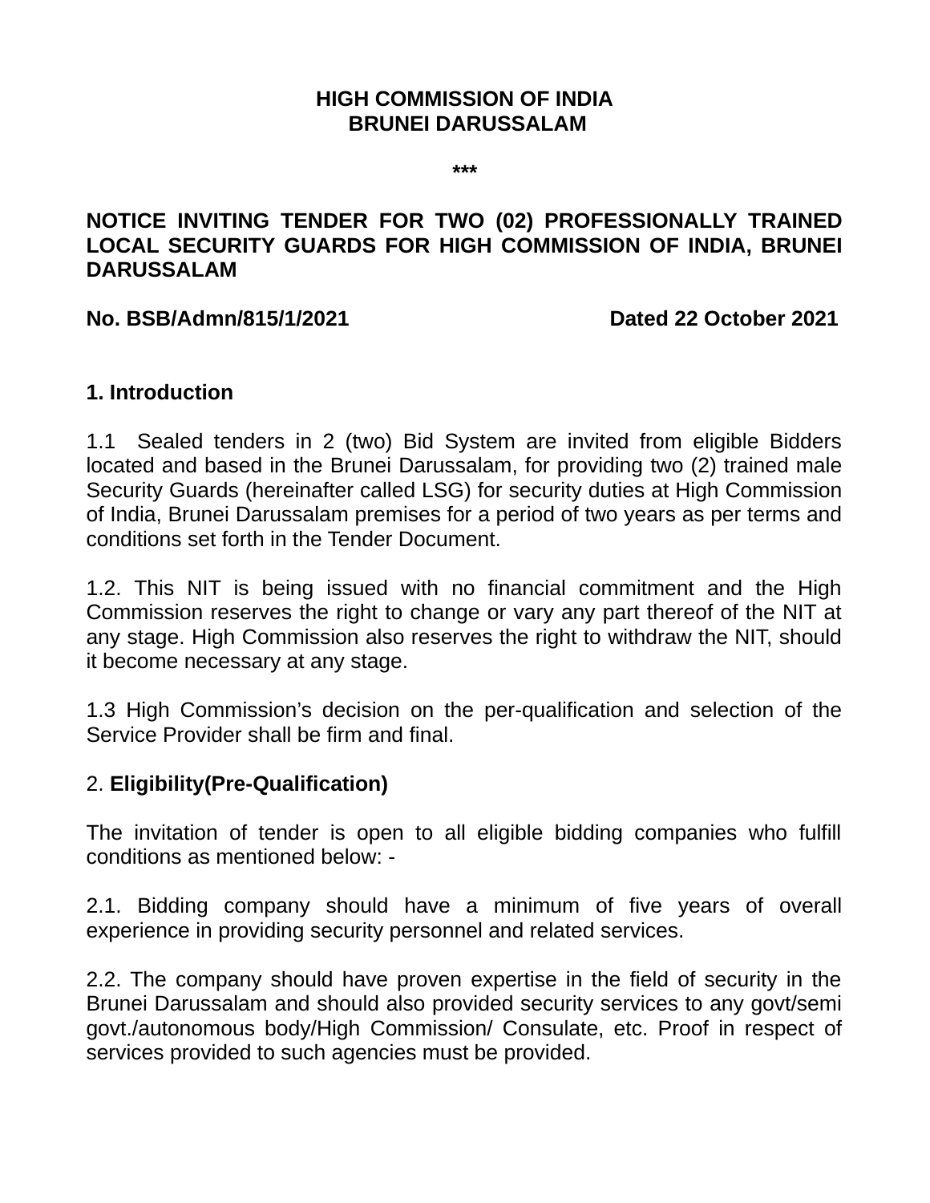**HIGH COMMISSION OF INDIA**
**BRUNEI DARUSSALAM**

***

**NOTICE INVITING TENDER FOR TWO (02) PROFESSIONALLY TRAINED LOCAL SECURITY GUARDS FOR HIGH COMMISSION OF INDIA, BRUNEI DARUSSALAM**

**No. BSB/Admn/815/1/2021** **Dated 22 October 2021**

## 1. Introduction

1.1 Sealed tenders in 2 (two) Bid System are invited from eligible Bidders located and based in the Brunei Darussalam, for providing two (2) trained male Security Guards (hereinafter called LSG) for security duties at High Commission of India, Brunei Darussalam premises for a period of two years as per terms and conditions set forth in the Tender Document.

1.2. This NIT is being issued with no financial commitment and the High Commission reserves the right to change or vary any part thereof of the NIT at any stage. High Commission also reserves the right to withdraw the NIT, should it become necessary at any stage.

1.3 High Commission's decision on the per-qualification and selection of the Service Provider shall be firm and final.

## 2. Eligibility(Pre-Qualification)

The invitation of tender is open to all eligible bidding companies who fulfill conditions as mentioned below: -

2.1. Bidding company should have a minimum of five years of overall experience in providing security personnel and related services.

2.2. The company should have proven expertise in the field of security in the Brunei Darussalam and should also provided security services to any govt/semi govt./autonomous body/High Commission/ Consulate, etc. Proof in respect of services provided to such agencies must be provided.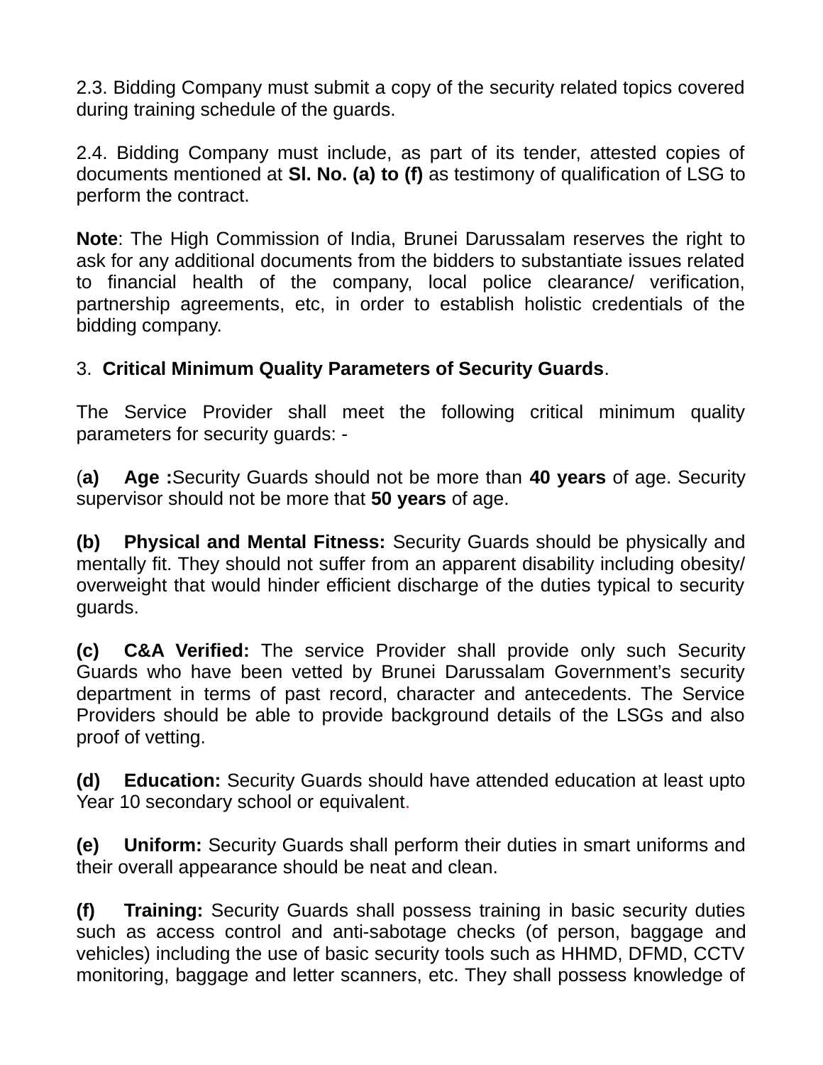2.3. Bidding Company must submit a copy of the security related topics covered during training schedule of the guards.

2.4. Bidding Company must include, as part of its tender, attested copies of documents mentioned at **Sl. No. (a) to (f)** as testimony of qualification of LSG to perform the contract.

**Note**: The High Commission of India, Brunei Darussalam reserves the right to ask for any additional documents from the bidders to substantiate issues related to financial health of the company, local police clearance/ verification, partnership agreements, etc, in order to establish holistic credentials of the bidding company.

3. **Critical Minimum Quality Parameters of Security Guards**.

The Service Provider shall meet the following critical minimum quality parameters for security guards: -

(**a)** **Age :**Security Guards should not be more than **40 years** of age. Security supervisor should not be more that **50 years** of age.

**(b)** **Physical and Mental Fitness:** Security Guards should be physically and mentally fit. They should not suffer from an apparent disability including obesity/ overweight that would hinder efficient discharge of the duties typical to security guards.

**(c)** **C&A Verified:** The service Provider shall provide only such Security Guards who have been vetted by Brunei Darussalam Government's security department in terms of past record, character and antecedents. The Service Providers should be able to provide background details of the LSGs and also proof of vetting.

**(d)** **Education:** Security Guards should have attended education at least upto Year 10 secondary school or equivalent.

**(e)** **Uniform:** Security Guards shall perform their duties in smart uniforms and their overall appearance should be neat and clean.

**(f)** **Training:** Security Guards shall possess training in basic security duties such as access control and anti-sabotage checks (of person, baggage and vehicles) including the use of basic security tools such as HHMD, DFMD, CCTV monitoring, baggage and letter scanners, etc. They shall possess knowledge of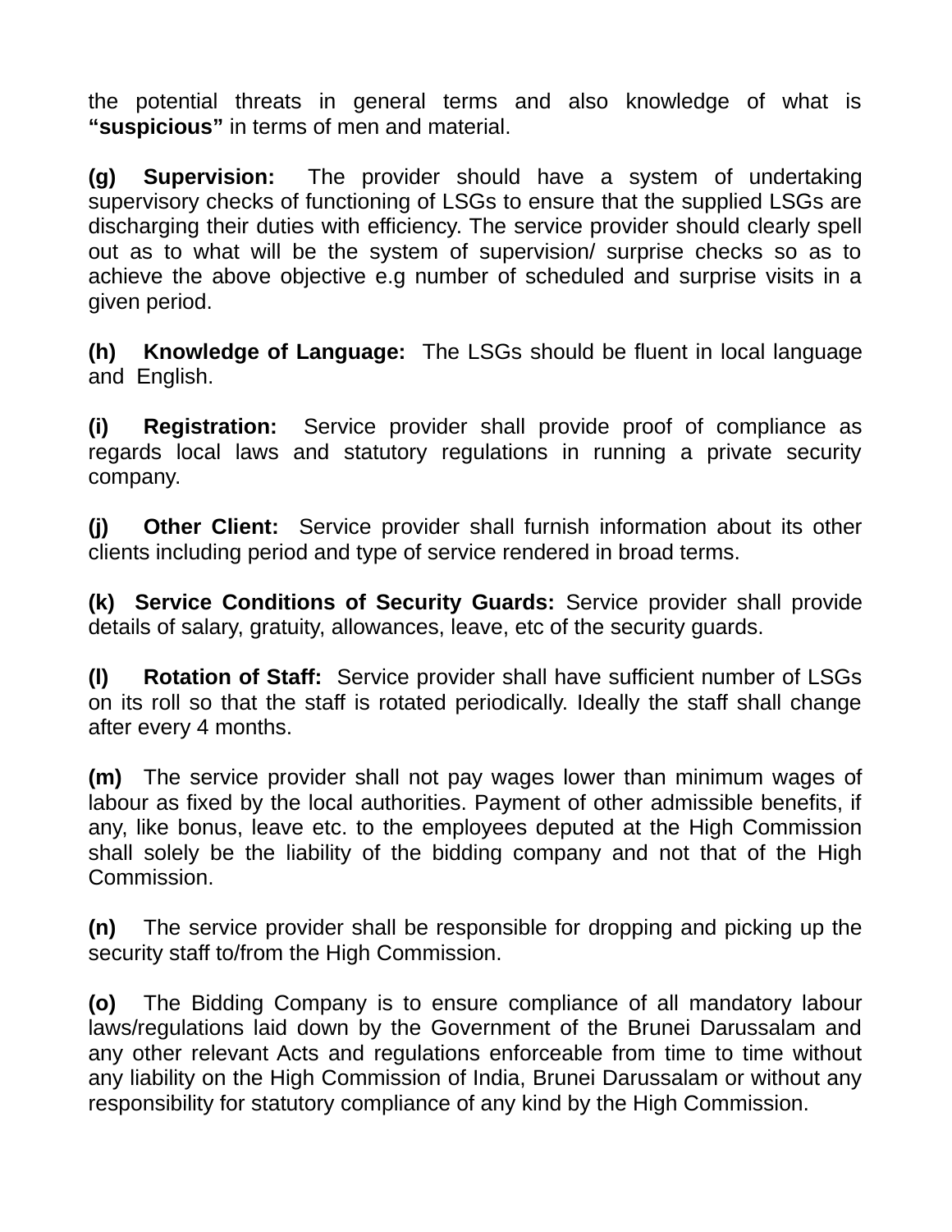the potential threats in general terms and also knowledge of what is **“suspicious”** in terms of men and material.

**(g) Supervision:** The provider should have a system of undertaking supervisory checks of functioning of LSGs to ensure that the supplied LSGs are discharging their duties with efficiency. The service provider should clearly spell out as to what will be the system of supervision/ surprise checks so as to achieve the above objective e.g number of scheduled and surprise visits in a given period.

**(h) Knowledge of Language:** The LSGs should be fluent in local language and English.

**(i) Registration:** Service provider shall provide proof of compliance as regards local laws and statutory regulations in running a private security company.

**(j) Other Client:** Service provider shall furnish information about its other clients including period and type of service rendered in broad terms.

**(k) Service Conditions of Security Guards:** Service provider shall provide details of salary, gratuity, allowances, leave, etc of the security guards.

**(l) Rotation of Staff:** Service provider shall have sufficient number of LSGs on its roll so that the staff is rotated periodically. Ideally the staff shall change after every 4 months.

**(m)** The service provider shall not pay wages lower than minimum wages of labour as fixed by the local authorities. Payment of other admissible benefits, if any, like bonus, leave etc. to the employees deputed at the High Commission shall solely be the liability of the bidding company and not that of the High Commission.

**(n)** The service provider shall be responsible for dropping and picking up the security staff to/from the High Commission.

**(o)** The Bidding Company is to ensure compliance of all mandatory labour laws/regulations laid down by the Government of the Brunei Darussalam and any other relevant Acts and regulations enforceable from time to time without any liability on the High Commission of India, Brunei Darussalam or without any responsibility for statutory compliance of any kind by the High Commission.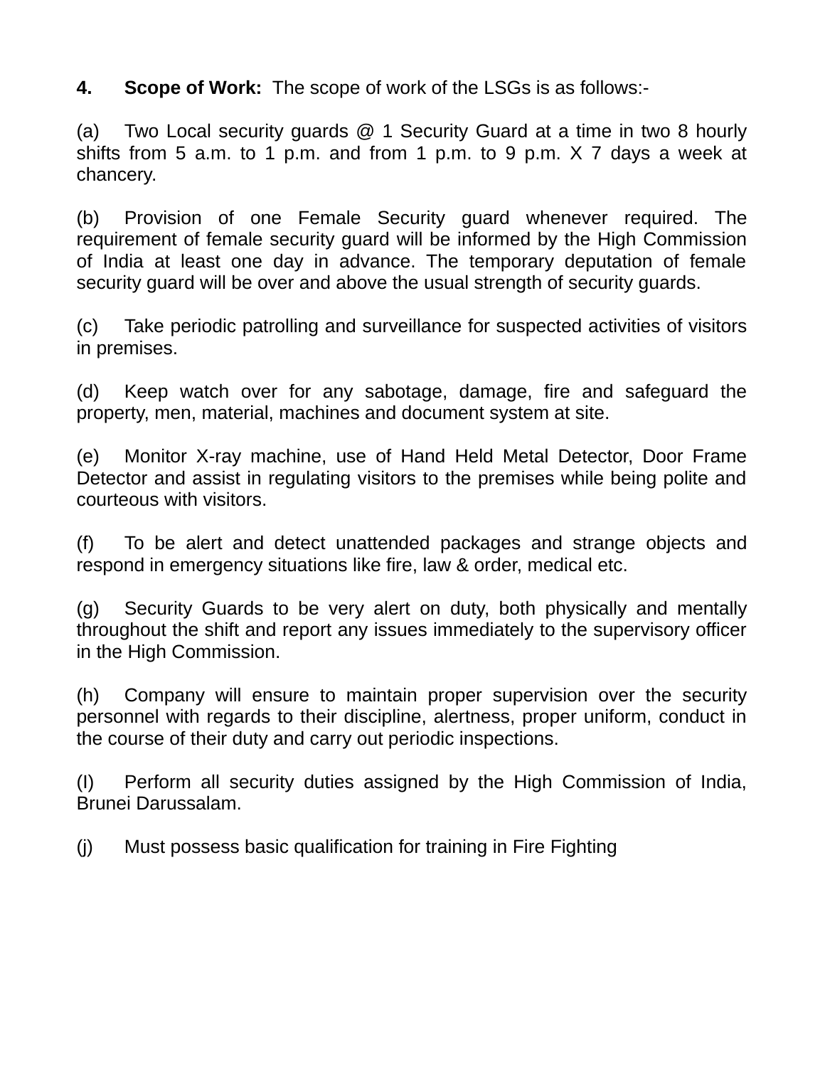**4. Scope of Work:** The scope of work of the LSGs is as follows:-

(a) Two Local security guards @ 1 Security Guard at a time in two 8 hourly shifts from 5 a.m. to 1 p.m. and from 1 p.m. to 9 p.m. X 7 days a week at chancery.

(b) Provision of one Female Security guard whenever required. The requirement of female security guard will be informed by the High Commission of India at least one day in advance. The temporary deputation of female security guard will be over and above the usual strength of security guards.

(c) Take periodic patrolling and surveillance for suspected activities of visitors in premises.

(d) Keep watch over for any sabotage, damage, fire and safeguard the property, men, material, machines and document system at site.

(e) Monitor X-ray machine, use of Hand Held Metal Detector, Door Frame Detector and assist in regulating visitors to the premises while being polite and courteous with visitors.

(f) To be alert and detect unattended packages and strange objects and respond in emergency situations like fire, law & order, medical etc.

(g) Security Guards to be very alert on duty, both physically and mentally throughout the shift and report any issues immediately to the supervisory officer in the High Commission.

(h) Company will ensure to maintain proper supervision over the security personnel with regards to their discipline, alertness, proper uniform, conduct in the course of their duty and carry out periodic inspections.

(I) Perform all security duties assigned by the High Commission of India, Brunei Darussalam.

(j) Must possess basic qualification for training in Fire Fighting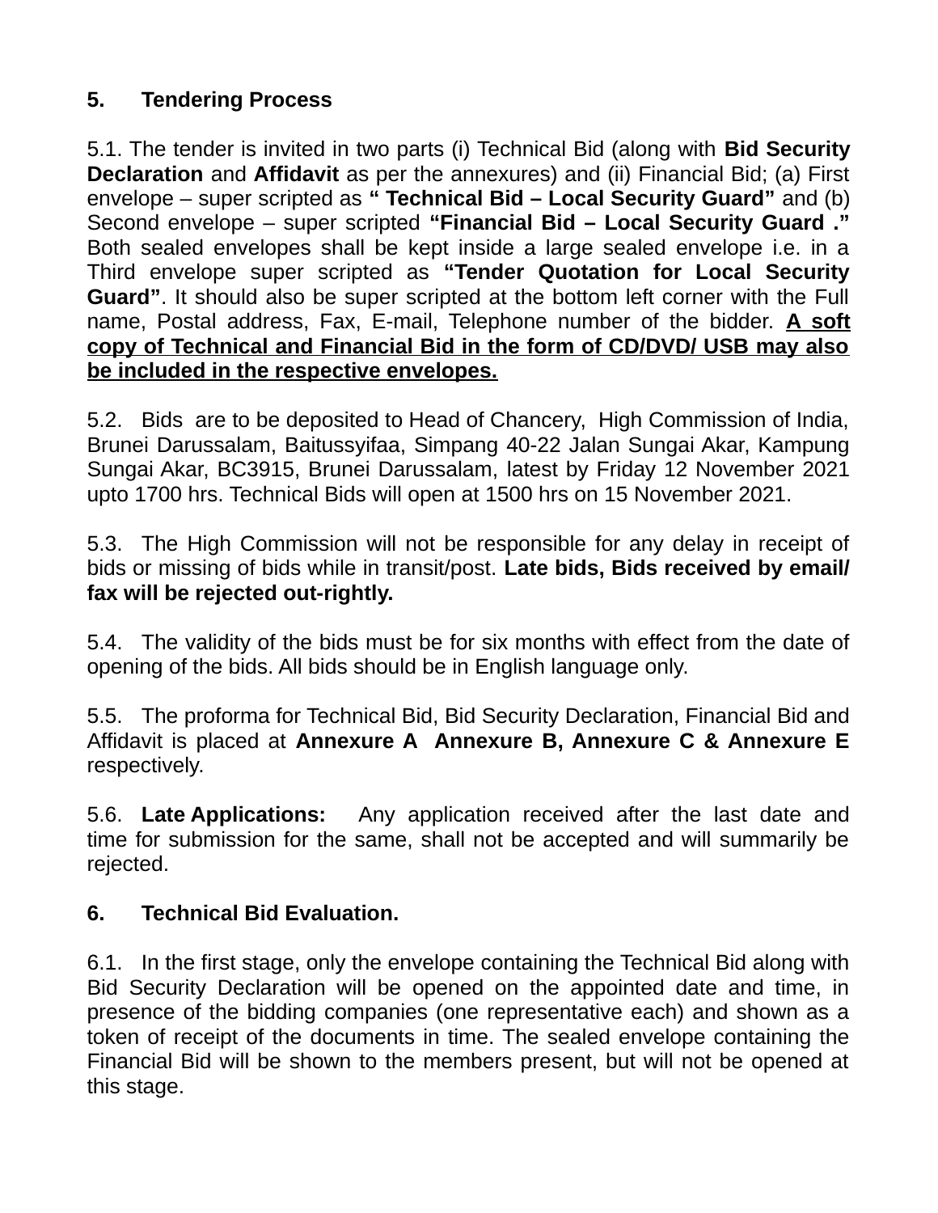## 5. Tendering Process

5.1. The tender is invited in two parts (i) Technical Bid (along with **Bid Security Declaration** and **Affidavit** as per the annexures) and (ii) Financial Bid; (a) First envelope – super scripted as **" Technical Bid – Local Security Guard"** and (b) Second envelope – super scripted **"Financial Bid – Local Security Guard ."** Both sealed envelopes shall be kept inside a large sealed envelope i.e. in a Third envelope super scripted as **"Tender Quotation for Local Security Guard"**. It should also be super scripted at the bottom left corner with the Full name, Postal address, Fax, E-mail, Telephone number of the bidder. **<u>A soft copy of Technical and Financial Bid in the form of CD/DVD/ USB may also be included in the respective envelopes.</u>**

5.2. Bids are to be deposited to Head of Chancery, High Commission of India, Brunei Darussalam, Baitussyifaa, Simpang 40-22 Jalan Sungai Akar, Kampung Sungai Akar, BC3915, Brunei Darussalam, latest by Friday 12 November 2021 upto 1700 hrs. Technical Bids will open at 1500 hrs on 15 November 2021.

5.3. The High Commission will not be responsible for any delay in receipt of bids or missing of bids while in transit/post. **Late bids, Bids received by email/ fax will be rejected out-rightly.**

5.4. The validity of the bids must be for six months with effect from the date of opening of the bids. All bids should be in English language only.

5.5. The proforma for Technical Bid, Bid Security Declaration, Financial Bid and Affidavit is placed at **Annexure A Annexure B, Annexure C & Annexure E** respectively.

5.6. **Late Applications:** Any application received after the last date and time for submission for the same, shall not be accepted and will summarily be rejected.

## 6. Technical Bid Evaluation.

6.1. In the first stage, only the envelope containing the Technical Bid along with Bid Security Declaration will be opened on the appointed date and time, in presence of the bidding companies (one representative each) and shown as a token of receipt of the documents in time. The sealed envelope containing the Financial Bid will be shown to the members present, but will not be opened at this stage.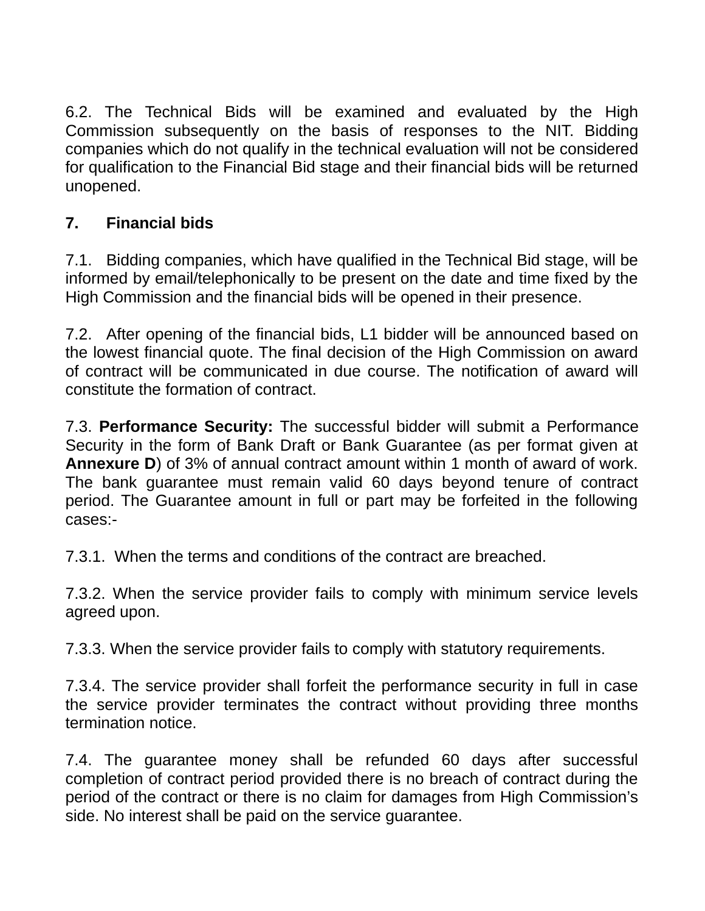6.2. The Technical Bids will be examined and evaluated by the High Commission subsequently on the basis of responses to the NIT. Bidding companies which do not qualify in the technical evaluation will not be considered for qualification to the Financial Bid stage and their financial bids will be returned unopened.

## 7. Financial bids

7.1. Bidding companies, which have qualified in the Technical Bid stage, will be informed by email/telephonically to be present on the date and time fixed by the High Commission and the financial bids will be opened in their presence.

7.2. After opening of the financial bids, L1 bidder will be announced based on the lowest financial quote. The final decision of the High Commission on award of contract will be communicated in due course. The notification of award will constitute the formation of contract.

7.3. **Performance Security:** The successful bidder will submit a Performance Security in the form of Bank Draft or Bank Guarantee (as per format given at **Annexure D**) of 3% of annual contract amount within 1 month of award of work. The bank guarantee must remain valid 60 days beyond tenure of contract period. The Guarantee amount in full or part may be forfeited in the following cases:-

7.3.1. When the terms and conditions of the contract are breached.

7.3.2. When the service provider fails to comply with minimum service levels agreed upon.

7.3.3. When the service provider fails to comply with statutory requirements.

7.3.4. The service provider shall forfeit the performance security in full in case the service provider terminates the contract without providing three months termination notice.

7.4. The guarantee money shall be refunded 60 days after successful completion of contract period provided there is no breach of contract during the period of the contract or there is no claim for damages from High Commission's side. No interest shall be paid on the service guarantee.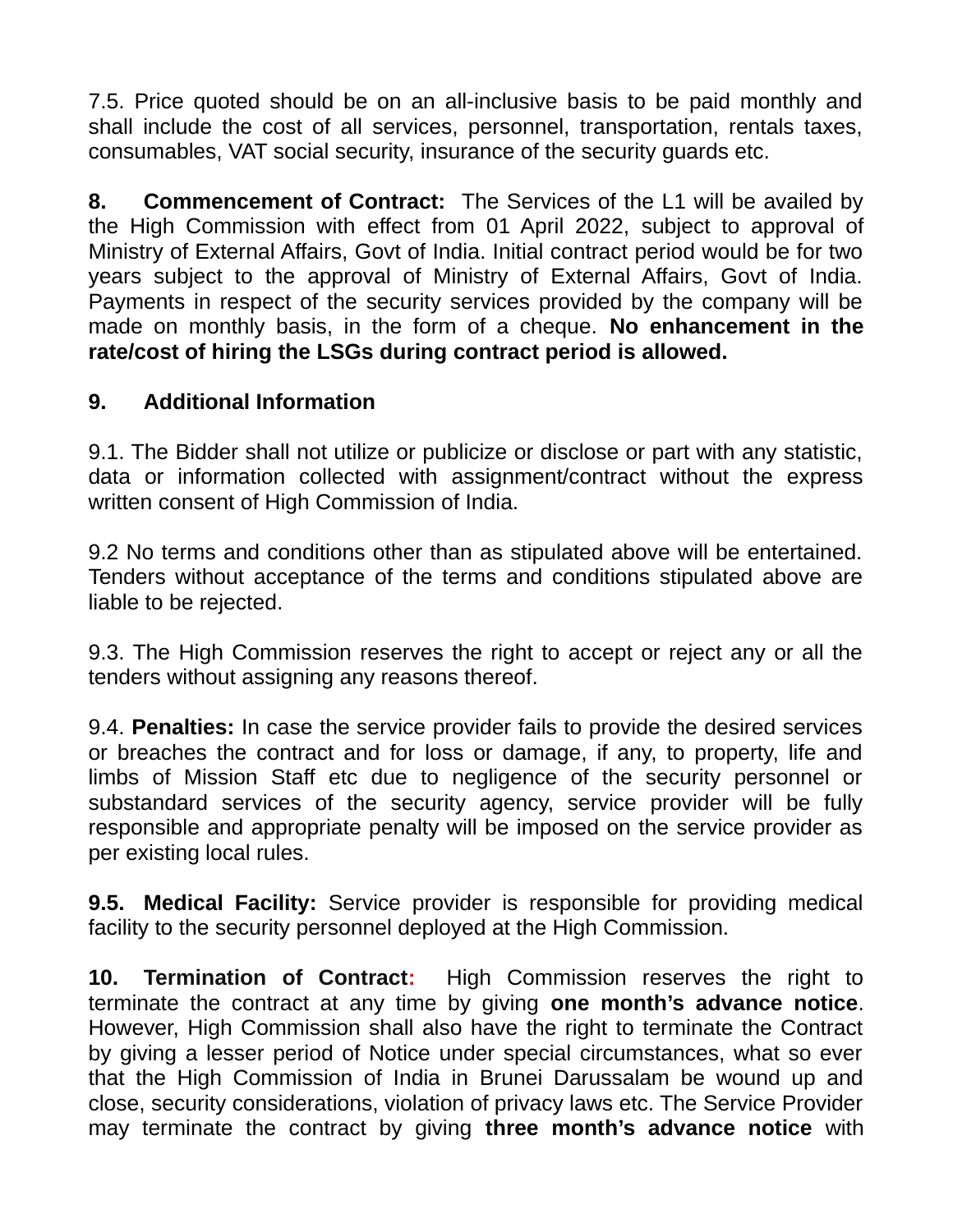7.5. Price quoted should be on an all-inclusive basis to be paid monthly and shall include the cost of all services, personnel, transportation, rentals taxes, consumables, VAT social security, insurance of the security guards etc.

**8. Commencement of Contract:** The Services of the L1 will be availed by the High Commission with effect from 01 April 2022, subject to approval of Ministry of External Affairs, Govt of India. Initial contract period would be for two years subject to the approval of Ministry of External Affairs, Govt of India. Payments in respect of the security services provided by the company will be made on monthly basis, in the form of a cheque. **No enhancement in the rate/cost of hiring the LSGs during contract period is allowed.**

**9. Additional Information**

9.1. The Bidder shall not utilize or publicize or disclose or part with any statistic, data or information collected with assignment/contract without the express written consent of High Commission of India.

9.2 No terms and conditions other than as stipulated above will be entertained. Tenders without acceptance of the terms and conditions stipulated above are liable to be rejected.

9.3. The High Commission reserves the right to accept or reject any or all the tenders without assigning any reasons thereof.

9.4. **Penalties:** In case the service provider fails to provide the desired services or breaches the contract and for loss or damage, if any, to property, life and limbs of Mission Staff etc due to negligence of the security personnel or substandard services of the security agency, service provider will be fully responsible and appropriate penalty will be imposed on the service provider as per existing local rules.

**9.5. Medical Facility:** Service provider is responsible for providing medical facility to the security personnel deployed at the High Commission.

**10. Termination of Contract:** High Commission reserves the right to terminate the contract at any time by giving **one month's advance notice**. However, High Commission shall also have the right to terminate the Contract by giving a lesser period of Notice under special circumstances, what so ever that the High Commission of India in Brunei Darussalam be wound up and close, security considerations, violation of privacy laws etc. The Service Provider may terminate the contract by giving **three month's advance notice** with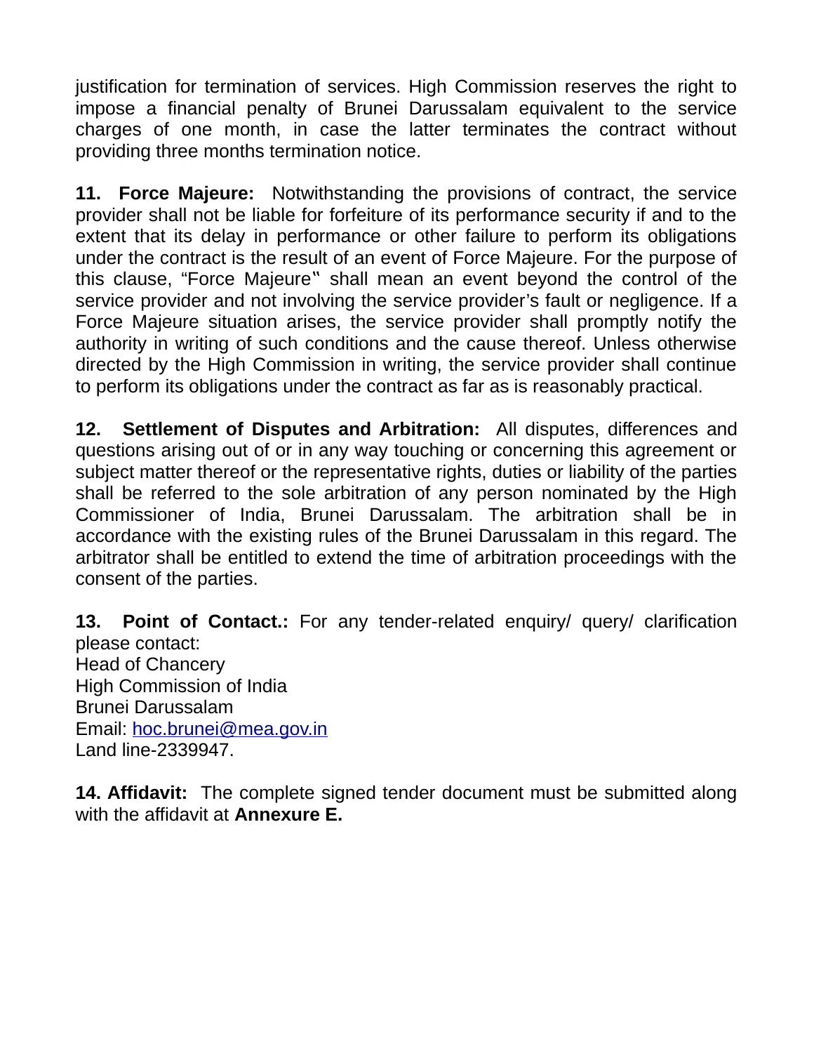justification for termination of services. High Commission reserves the right to impose a financial penalty of Brunei Darussalam equivalent to the service charges of one month, in case the latter terminates the contract without providing three months termination notice.

**11. Force Majeure:** Notwithstanding the provisions of contract, the service provider shall not be liable for forfeiture of its performance security if and to the extent that its delay in performance or other failure to perform its obligations under the contract is the result of an event of Force Majeure. For the purpose of this clause, "Force Majeure" shall mean an event beyond the control of the service provider and not involving the service provider's fault or negligence. If a Force Majeure situation arises, the service provider shall promptly notify the authority in writing of such conditions and the cause thereof. Unless otherwise directed by the High Commission in writing, the service provider shall continue to perform its obligations under the contract as far as is reasonably practical.

**12. Settlement of Disputes and Arbitration:** All disputes, differences and questions arising out of or in any way touching or concerning this agreement or subject matter thereof or the representative rights, duties or liability of the parties shall be referred to the sole arbitration of any person nominated by the High Commissioner of India, Brunei Darussalam. The arbitration shall be in accordance with the existing rules of the Brunei Darussalam in this regard. The arbitrator shall be entitled to extend the time of arbitration proceedings with the consent of the parties.

**13. Point of Contact.:** For any tender-related enquiry/ query/ clarification please contact:
Head of Chancery
High Commission of India
Brunei Darussalam
Email: hoc.brunei@mea.gov.in
Land line-2339947.

**14. Affidavit:** The complete signed tender document must be submitted along with the affidavit at **Annexure E.**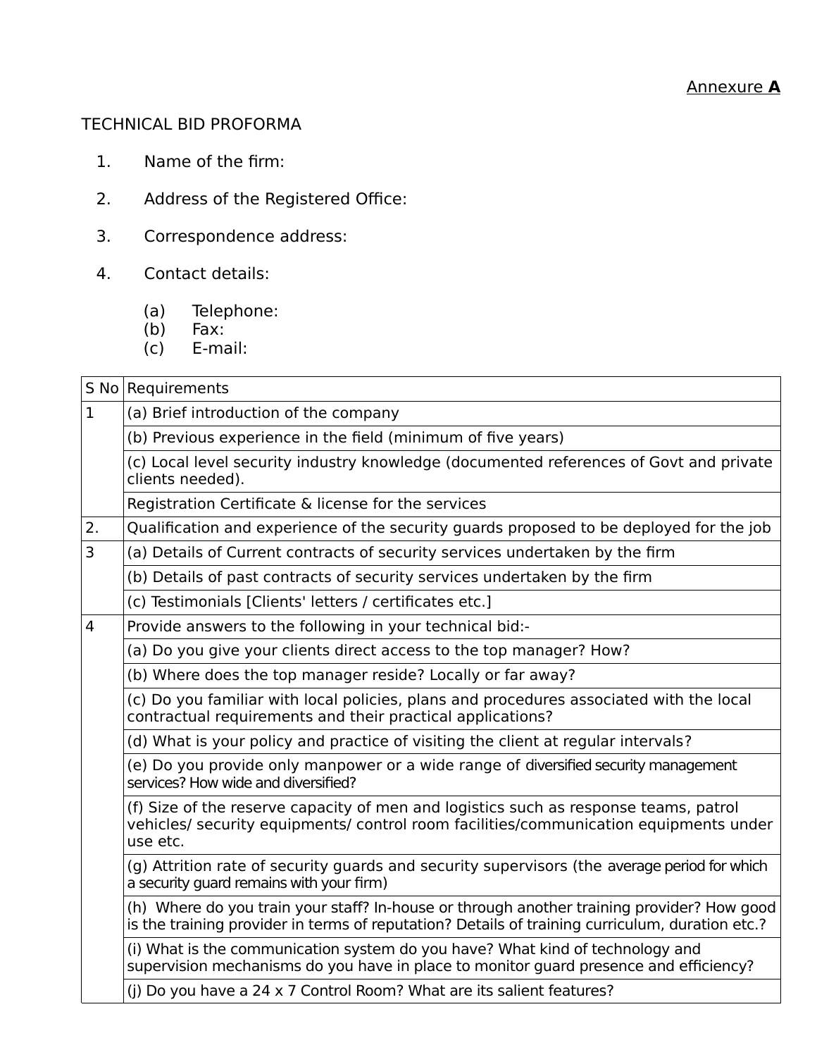<u>Annexure **A**</u>

TECHNICAL BID PROFORMA

1. Name of the firm:

2. Address of the Registered Office:

3. Correspondence address:

4. Contact details:

   (a) Telephone:
   (b) Fax:
   (c) E-mail:

| S No | Requirements |
|---|---|
| 1 | (a) Brief introduction of the company |
| | (b) Previous experience in the field (minimum of five years) |
| | (c) Local level security industry knowledge (documented references of Govt and private clients needed). |
| | Registration Certificate & license for the services |
| 2. | Qualification and experience of the security guards proposed to be deployed for the job |
| 3 | (a) Details of Current contracts of security services undertaken by the firm |
| | (b) Details of past contracts of security services undertaken by the firm |
| | (c) Testimonials [Clients' letters / certificates etc.] |
| 4 | Provide answers to the following in your technical bid:- |
| | (a) Do you give your clients direct access to the top manager? How? |
| | (b) Where does the top manager reside? Locally or far away? |
| | (c) Do you familiar with local policies, plans and procedures associated with the local contractual requirements and their practical applications? |
| | (d) What is your policy and practice of visiting the client at regular intervals? |
| | (e) Do you provide only manpower or a wide range of diversified security management services? How wide and diversified? |
| | (f) Size of the reserve capacity of men and logistics such as response teams, patrol vehicles/ security equipments/ control room facilities/communication equipments under use etc. |
| | (g) Attrition rate of security guards and security supervisors (the average period for which a security guard remains with your firm) |
| | (h) Where do you train your staff? In-house or through another training provider? How good is the training provider in terms of reputation? Details of training curriculum, duration etc.? |
| | (i) What is the communication system do you have? What kind of technology and supervision mechanisms do you have in place to monitor guard presence and efficiency? |
| | (j) Do you have a 24 x 7 Control Room? What are its salient features? |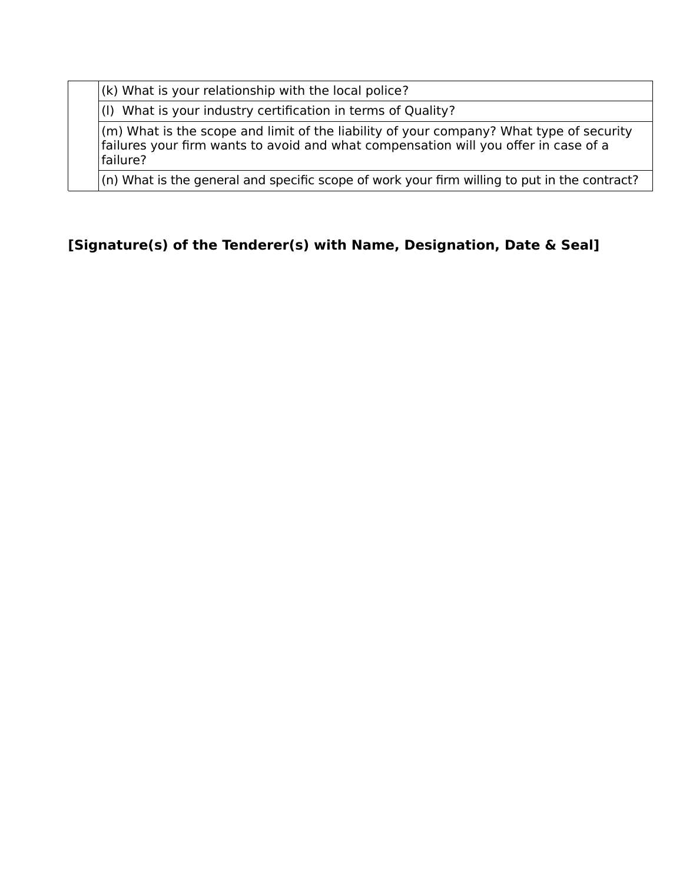| | |
|---|---|
| | (k) What is your relationship with the local police? |
| | (l)  What is your industry certification in terms of Quality? |
| | (m) What is the scope and limit of the liability of your company? What type of security failures your firm wants to avoid and what compensation will you offer in case of a failure? |
| | (n) What is the general and specific scope of work your firm willing to put in the contract? |

**[Signature(s) of the Tenderer(s) with Name, Designation, Date & Seal]**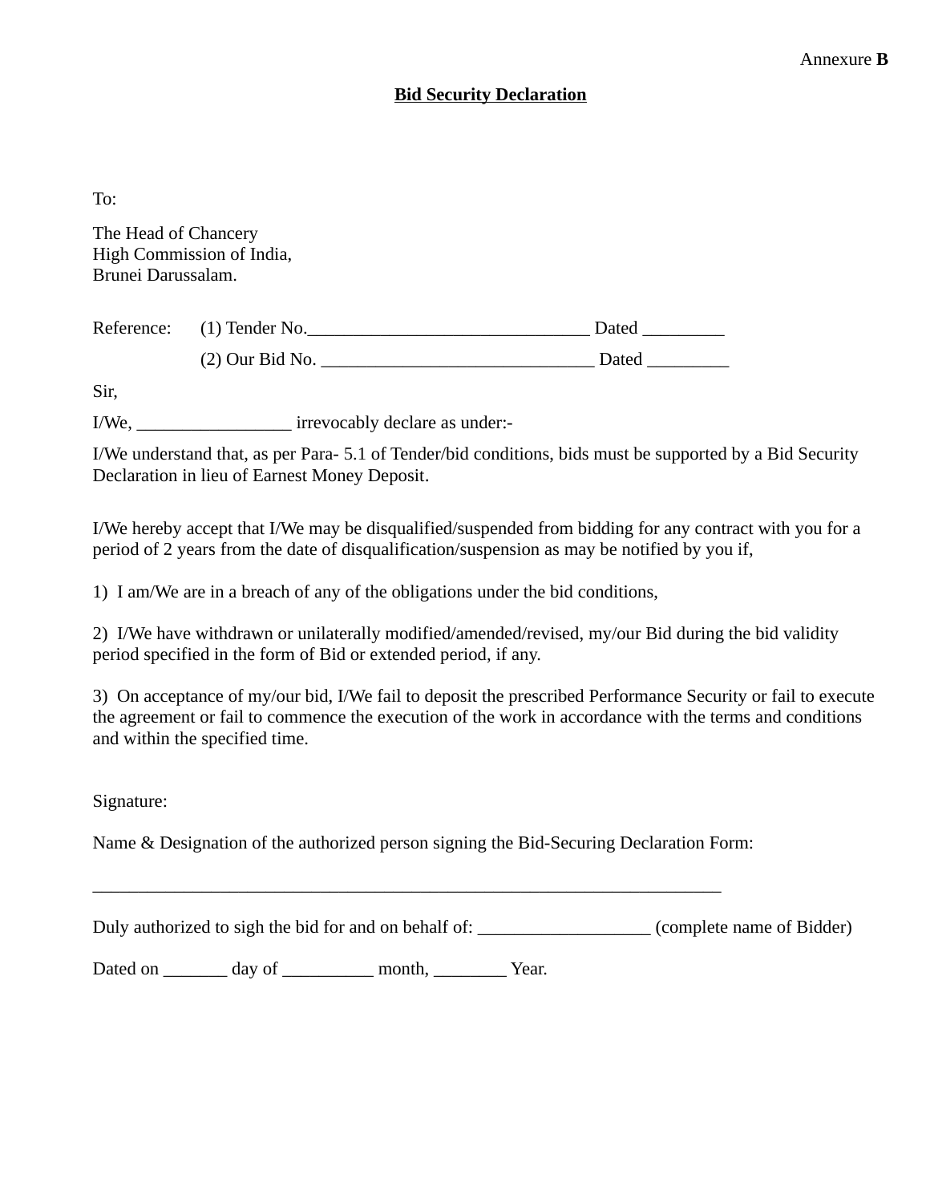Annexure **B**

**<u>Bid Security Declaration</u>**

To:

The Head of Chancery
High Commission of India,
Brunei Darussalam.

Reference: (1) Tender No.______________________________ Dated _________

(2) Our Bid No. ______________________________ Dated _________

Sir,

I/We, _________________ irrevocably declare as under:-

I/We understand that, as per Para- 5.1 of Tender/bid conditions, bids must be supported by a Bid Security Declaration in lieu of Earnest Money Deposit.

I/We hereby accept that I/We may be disqualified/suspended from bidding for any contract with you for a period of 2 years from the date of disqualification/suspension as may be notified by you if,

1) I am/We are in a breach of any of the obligations under the bid conditions,

2) I/We have withdrawn or unilaterally modified/amended/revised, my/our Bid during the bid validity period specified in the form of Bid or extended period, if any.

3) On acceptance of my/our bid, I/We fail to deposit the prescribed Performance Security or fail to execute the agreement or fail to commence the execution of the work in accordance with the terms and conditions and within the specified time.

Signature:

Name & Designation of the authorized person signing the Bid-Securing Declaration Form:

______________________________________________________________________

Duly authorized to sigh the bid for and on behalf of: ___________________ (complete name of Bidder)

Dated on _______ day of __________ month, ________ Year.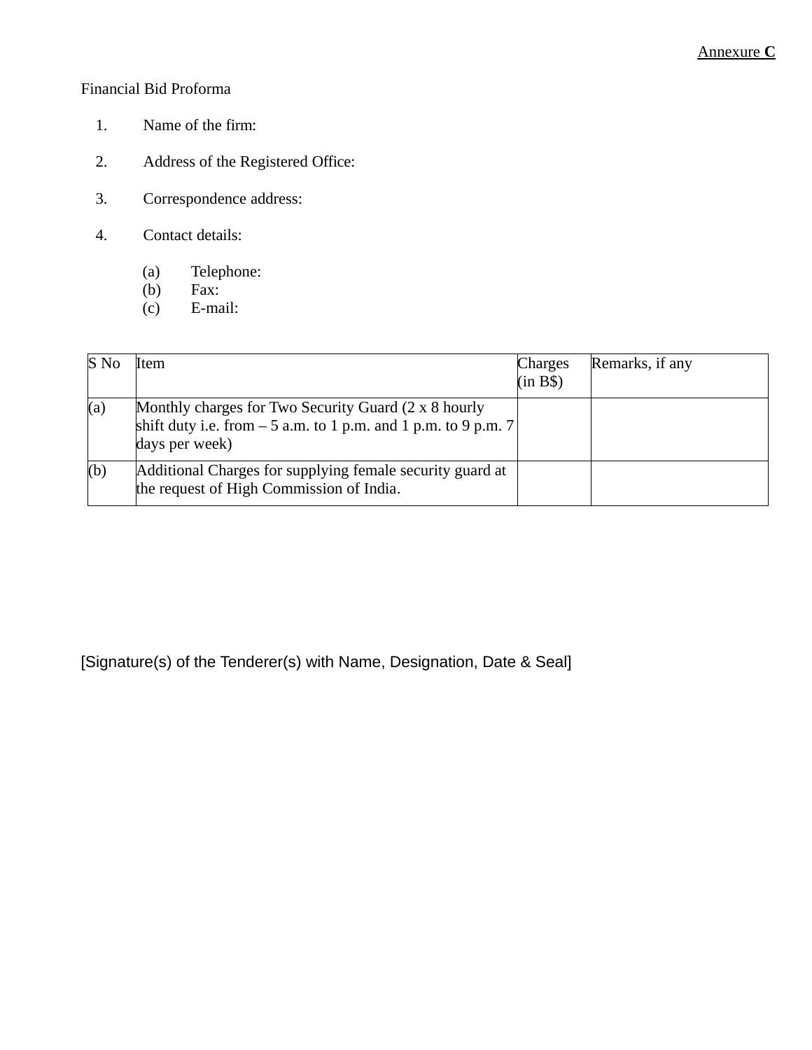<u>Annexure **C**</u>

Financial Bid Proforma

1. Name of the firm:

2. Address of the Registered Office:

3. Correspondence address:

4. Contact details:

   (a) Telephone:
   (b) Fax:
   (c) E-mail:

| S No | Item | Charges (in B$) | Remarks, if any |
|---|---|---|---|
| (a) | Monthly charges for Two Security Guard (2 x 8 hourly shift duty i.e. from – 5 a.m. to 1 p.m. and 1 p.m. to 9 p.m. 7 days per week) | | |
| (b) | Additional Charges for supplying female security guard at the request of High Commission of India. | | |

[Signature(s) of the Tenderer(s) with Name, Designation, Date & Seal]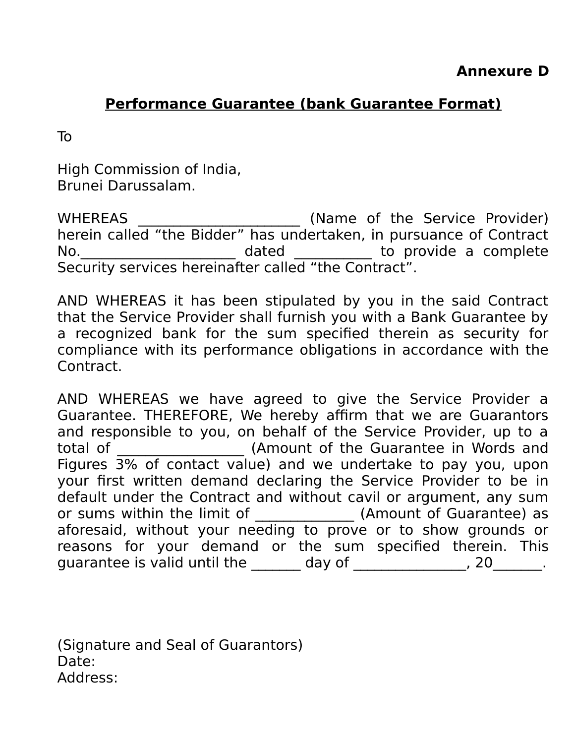**Annexure D**

**<u>Performance Guarantee (bank Guarantee Format)</u>**

To

High Commission of India,
Brunei Darussalam.

WHEREAS _______________________ (Name of the Service Provider) herein called “the Bidder” has undertaken, in pursuance of Contract No.______________________ dated ___________ to provide a complete Security services hereinafter called “the Contract”.

AND WHEREAS it has been stipulated by you in the said Contract that the Service Provider shall furnish you with a Bank Guarantee by a recognized bank for the sum specified therein as security for compliance with its performance obligations in accordance with the Contract.

AND WHEREAS we have agreed to give the Service Provider a Guarantee. THEREFORE, We hereby affirm that we are Guarantors and responsible to you, on behalf of the Service Provider, up to a total of __________________ (Amount of the Guarantee in Words and Figures 3% of contact value) and we undertake to pay you, upon your first written demand declaring the Service Provider to be in default under the Contract and without cavil or argument, any sum or sums within the limit of ______________ (Amount of Guarantee) as aforesaid, without your needing to prove or to show grounds or reasons for your demand or the sum specified therein. This guarantee is valid until the _______ day of ________________, 20_______.

(Signature and Seal of Guarantors)
Date:
Address: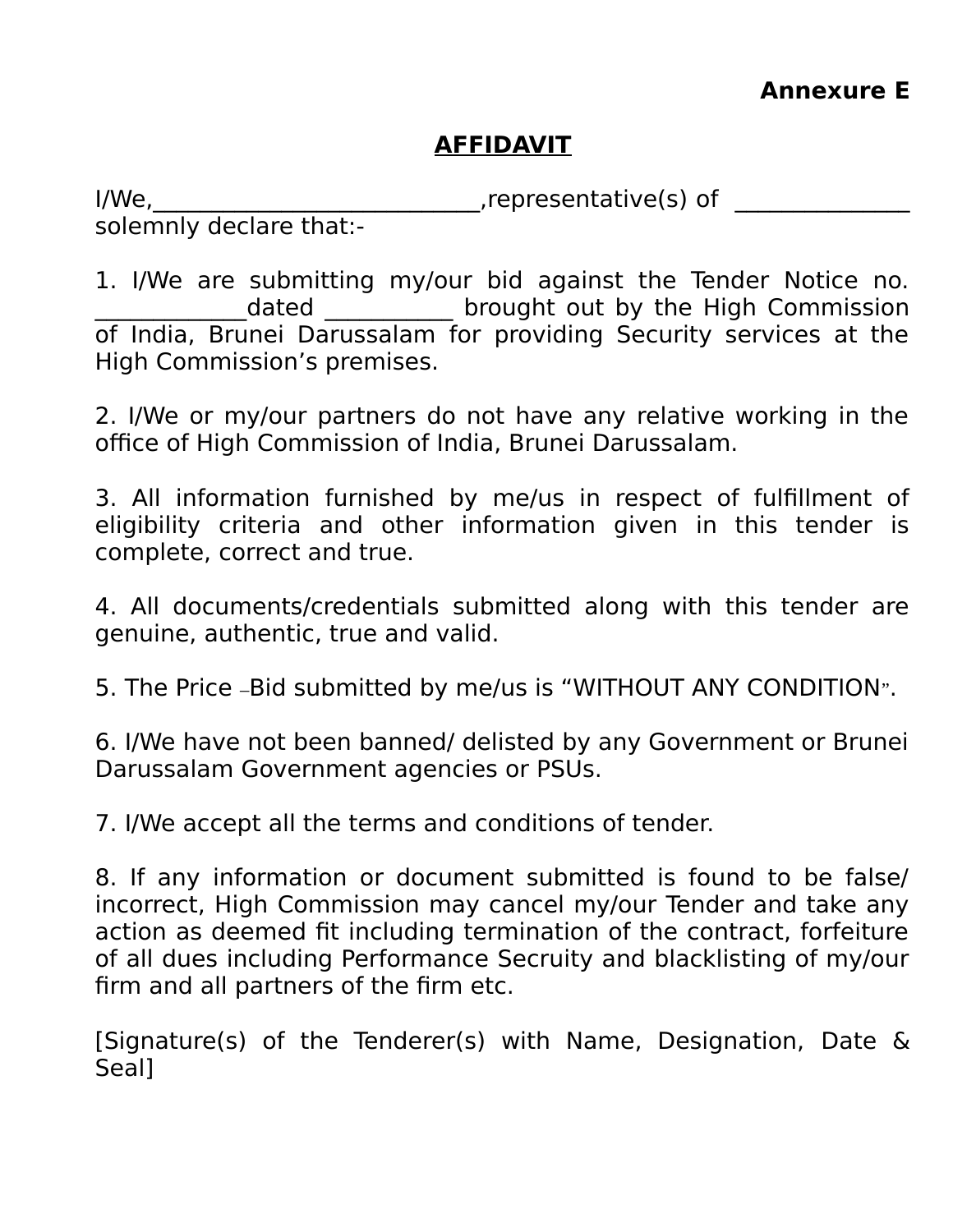**Annexure E**

## AFFIDAVIT

I/We,___________________________,representative(s) of ______________ solemnly declare that:-

1. I/We are submitting my/our bid against the Tender Notice no. ____________dated __________ brought out by the High Commission of India, Brunei Darussalam for providing Security services at the High Commission's premises.

2. I/We or my/our partners do not have any relative working in the office of High Commission of India, Brunei Darussalam.

3. All information furnished by me/us in respect of fulfillment of eligibility criteria and other information given in this tender is complete, correct and true.

4. All documents/credentials submitted along with this tender are genuine, authentic, true and valid.

5. The Price –Bid submitted by me/us is "WITHOUT ANY CONDITION".

6. I/We have not been banned/ delisted by any Government or Brunei Darussalam Government agencies or PSUs.

7. I/We accept all the terms and conditions of tender.

8. If any information or document submitted is found to be false/ incorrect, High Commission may cancel my/our Tender and take any action as deemed fit including termination of the contract, forfeiture of all dues including Performance Secruity and blacklisting of my/our firm and all partners of the firm etc.

[Signature(s) of the Tenderer(s) with Name, Designation, Date & Seal]